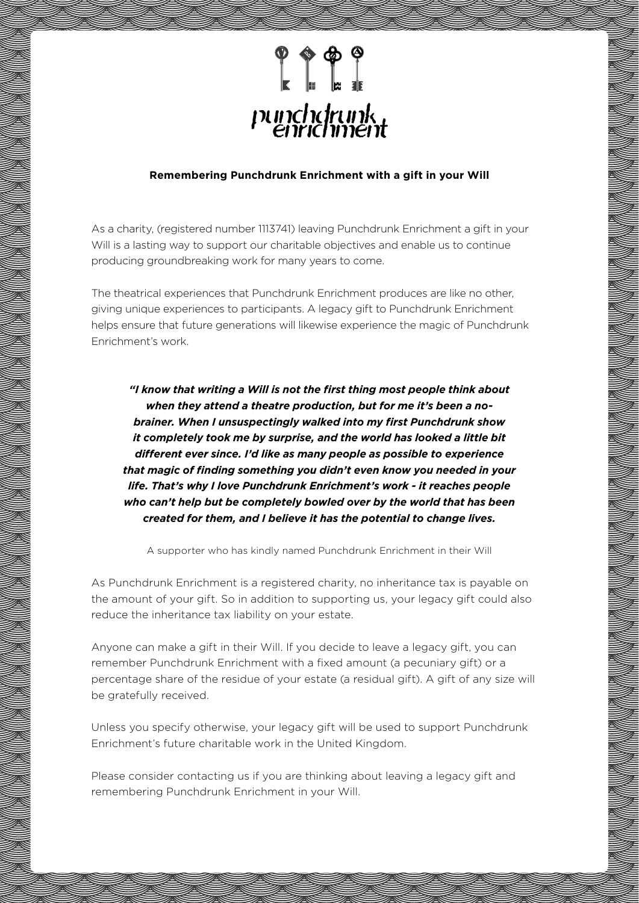punchdrunk enrichment

## Remembering Punchdrunk Enrichment with a gift in your Will

As a charity, (registered number 1113741) leaving Punchdrunk Enrichment a gift in your Will is a lasting way to support our charitable objectives and enable us to continue producing groundbreaking work for many years to come.

The theatrical experiences that Punchdrunk Enrichment produces are like no other, giving unique experiences to participants. A legacy gift to Punchdrunk Enrichment helps ensure that future generations will likewise experience the magic of Punchdrunk Enrichment's work.

> ***"I know that writing a Will is not the first thing most people think about when they attend a theatre production, but for me it's been a no-brainer. When I unsuspectingly walked into my first Punchdrunk show it completely took me by surprise, and the world has looked a little bit different ever since. I'd like as many people as possible to experience that magic of finding something you didn't even know you needed in your life. That's why I love Punchdrunk Enrichment's work - it reaches people who can't help but be completely bowled over by the world that has been created for them, and I believe it has the potential to change lives.***
>
> A supporter who has kindly named Punchdrunk Enrichment in their Will

As Punchdrunk Enrichment is a registered charity, no inheritance tax is payable on the amount of your gift. So in addition to supporting us, your legacy gift could also reduce the inheritance tax liability on your estate.

Anyone can make a gift in their Will. If you decide to leave a legacy gift, you can remember Punchdrunk Enrichment with a fixed amount (a pecuniary gift) or a percentage share of the residue of your estate (a residual gift). A gift of any size will be gratefully received.

Unless you specify otherwise, your legacy gift will be used to support Punchdrunk Enrichment's future charitable work in the United Kingdom.

Please consider contacting us if you are thinking about leaving a legacy gift and remembering Punchdrunk Enrichment in your Will.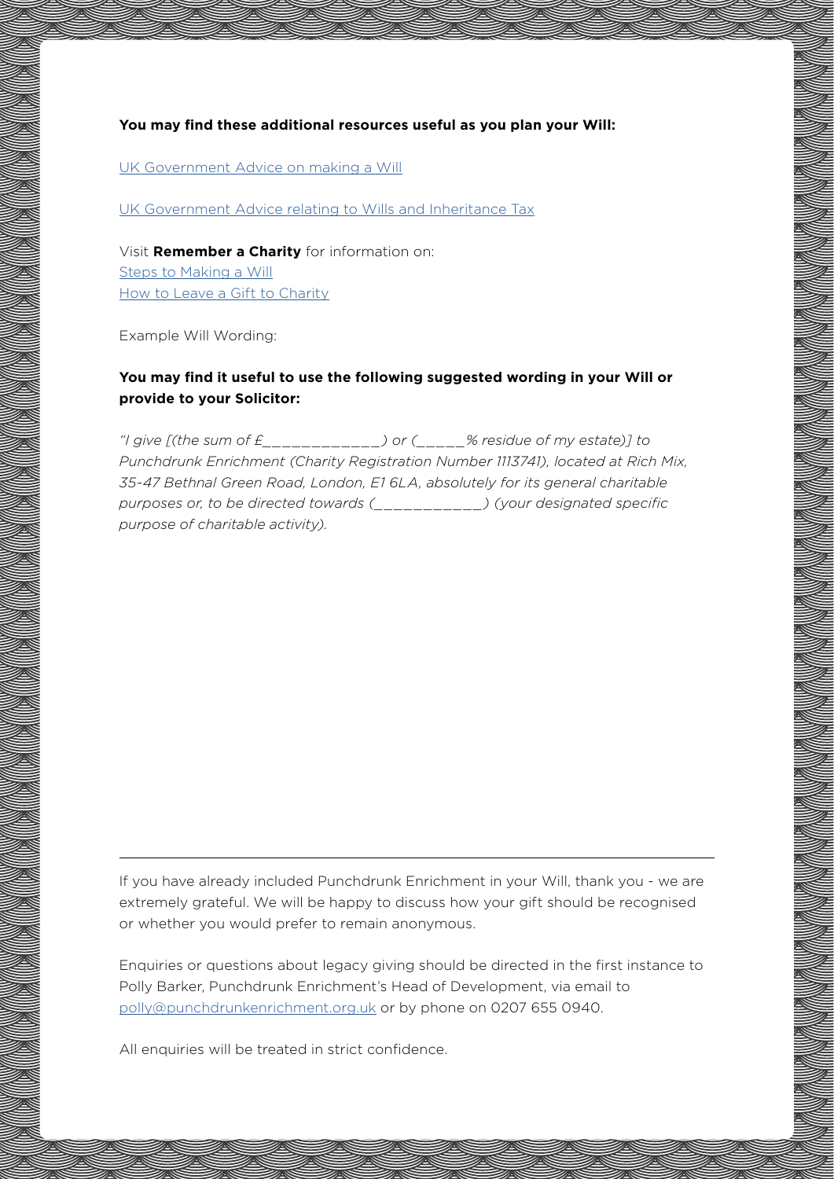**You may find these additional resources useful as you plan your Will:**

UK Government Advice on making a Will

UK Government Advice relating to Wills and Inheritance Tax

Visit **Remember a Charity** for information on:
Steps to Making a Will
How to Leave a Gift to Charity

Example Will Wording:

**You may find it useful to use the following suggested wording in your Will or provide to your Solicitor:**

*"I give [(the sum of £_____________) or (_____% residue of my estate)] to Punchdrunk Enrichment (Charity Registration Number 1113741), located at Rich Mix, 35-47 Bethnal Green Road, London, E1 6LA, absolutely for its general charitable purposes or, to be directed towards (___________) (your designated specific purpose of charitable activity).*

---

If you have already included Punchdrunk Enrichment in your Will, thank you - we are extremely grateful. We will be happy to discuss how your gift should be recognised or whether you would prefer to remain anonymous.

Enquiries or questions about legacy giving should be directed in the first instance to Polly Barker, Punchdrunk Enrichment's Head of Development, via email to polly@punchdrunkenrichment.org.uk or by phone on 0207 655 0940.

All enquiries will be treated in strict confidence.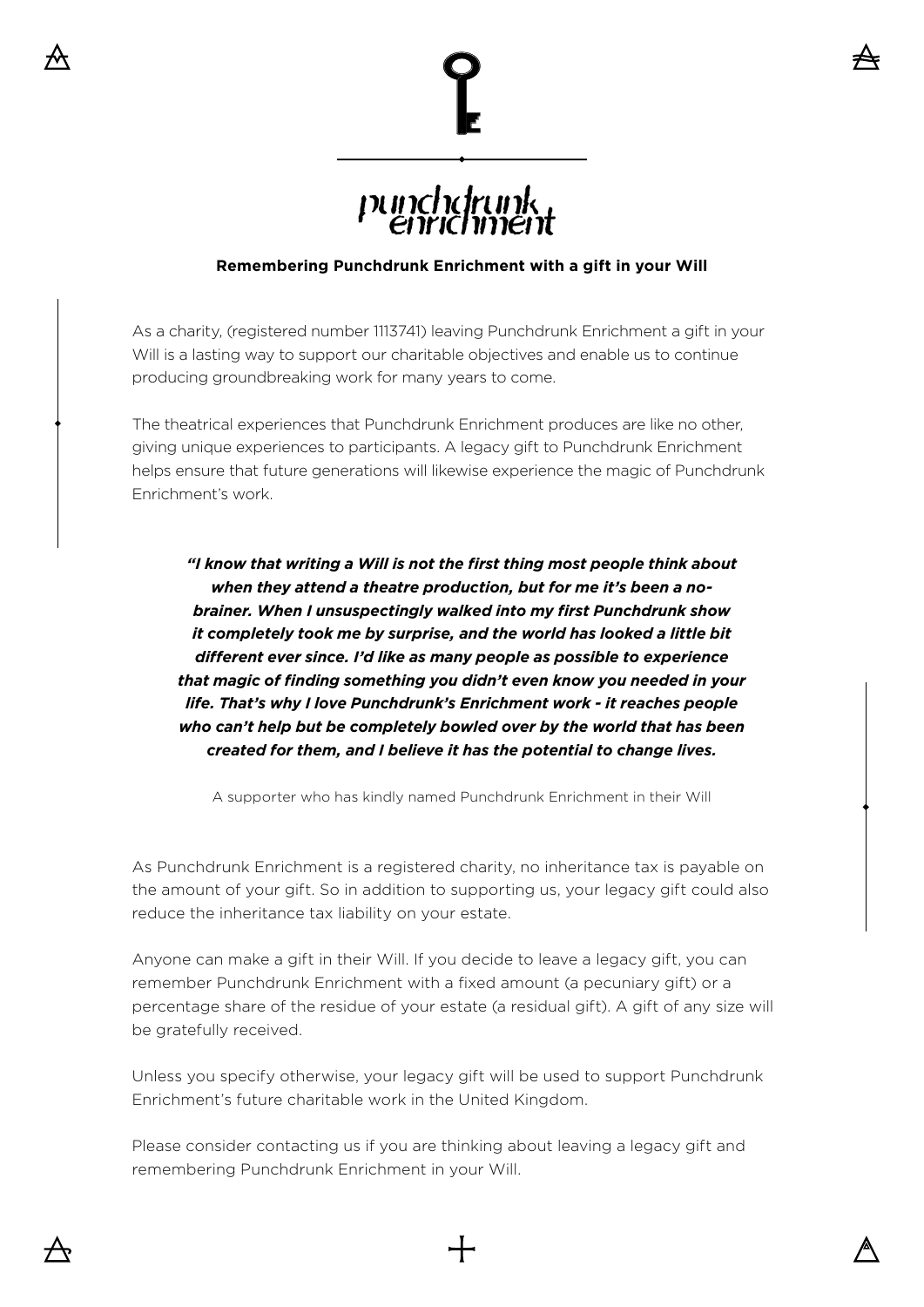punchdrunk enrichment

**Remembering Punchdrunk Enrichment with a gift in your Will**

As a charity, (registered number 1113741) leaving Punchdrunk Enrichment a gift in your Will is a lasting way to support our charitable objectives and enable us to continue producing groundbreaking work for many years to come.

The theatrical experiences that Punchdrunk Enrichment produces are like no other, giving unique experiences to participants. A legacy gift to Punchdrunk Enrichment helps ensure that future generations will likewise experience the magic of Punchdrunk Enrichment's work.

***"I know that writing a Will is not the first thing most people think about when they attend a theatre production, but for me it's been a no-brainer. When I unsuspectingly walked into my first Punchdrunk show it completely took me by surprise, and the world has looked a little bit different ever since. I'd like as many people as possible to experience that magic of finding something you didn't even know you needed in your life. That's why I love Punchdrunk's Enrichment work - it reaches people who can't help but be completely bowled over by the world that has been created for them, and I believe it has the potential to change lives.***

A supporter who has kindly named Punchdrunk Enrichment in their Will

As Punchdrunk Enrichment is a registered charity, no inheritance tax is payable on the amount of your gift. So in addition to supporting us, your legacy gift could also reduce the inheritance tax liability on your estate.

Anyone can make a gift in their Will. If you decide to leave a legacy gift, you can remember Punchdrunk Enrichment with a fixed amount (a pecuniary gift) or a percentage share of the residue of your estate (a residual gift). A gift of any size will be gratefully received.

Unless you specify otherwise, your legacy gift will be used to support Punchdrunk Enrichment's future charitable work in the United Kingdom.

Please consider contacting us if you are thinking about leaving a legacy gift and remembering Punchdrunk Enrichment in your Will.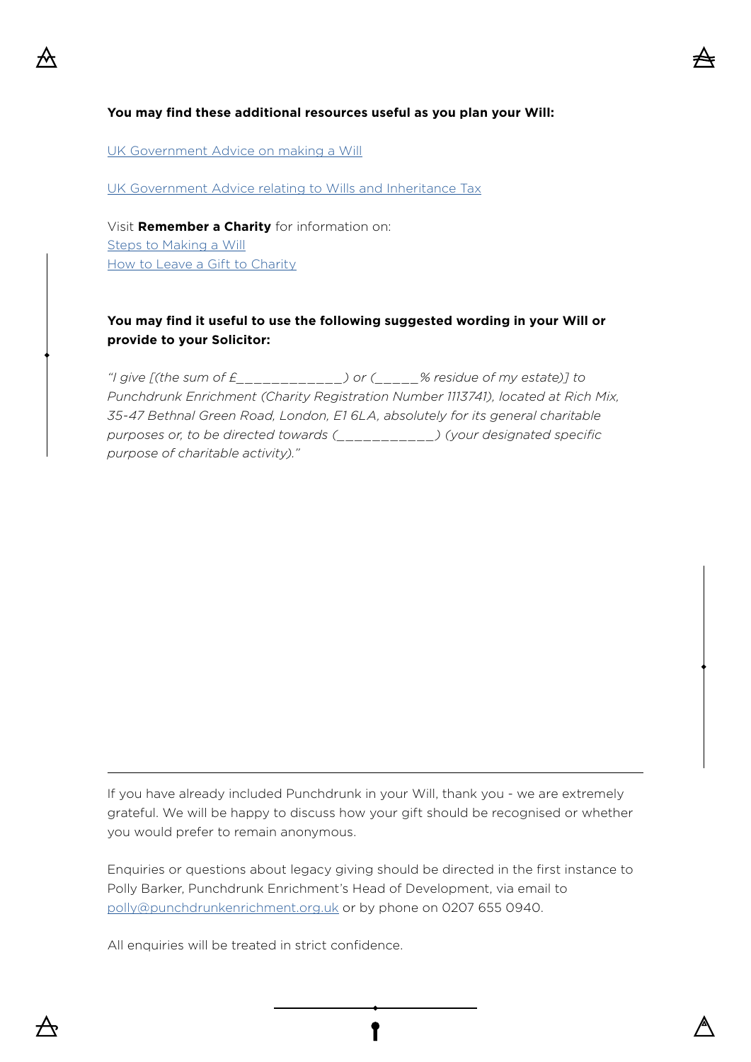**You may find these additional resources useful as you plan your Will:**

UK Government Advice on making a Will

UK Government Advice relating to Wills and Inheritance Tax

Visit **Remember a Charity** for information on:
Steps to Making a Will
How to Leave a Gift to Charity

**You may find it useful to use the following suggested wording in your Will or provide to your Solicitor:**

*"I give [(the sum of £_____________) or (_____% residue of my estate)] to Punchdrunk Enrichment (Charity Registration Number 1113741), located at Rich Mix, 35-47 Bethnal Green Road, London, E1 6LA, absolutely for its general charitable purposes or, to be directed towards (___________) (your designated specific purpose of charitable activity)."*

---

If you have already included Punchdrunk in your Will, thank you - we are extremely grateful. We will be happy to discuss how your gift should be recognised or whether you would prefer to remain anonymous.

Enquiries or questions about legacy giving should be directed in the first instance to Polly Barker, Punchdrunk Enrichment's Head of Development, via email to polly@punchdrunkenrichment.org.uk or by phone on 0207 655 0940.

All enquiries will be treated in strict confidence.